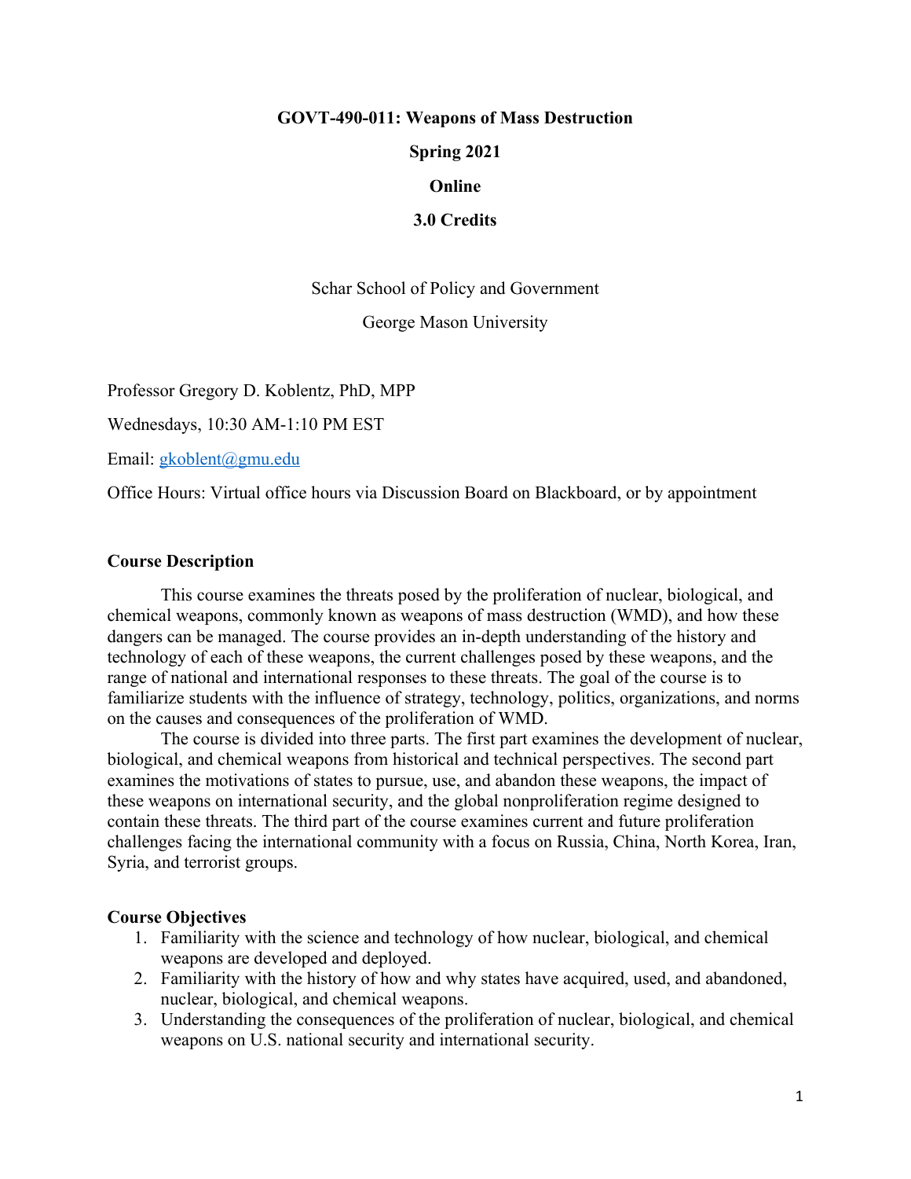# GOVT-490-011: Weapons of Mass Destruction

**Spring 2021**

**Online**

**3.0 Credits**

Schar School of Policy and Government

George Mason University

Professor Gregory D. Koblentz, PhD, MPP

Wednesdays, 10:30 AM-1:10 PM EST

Email: gkoblent@gmu.edu

Office Hours: Virtual office hours via Discussion Board on Blackboard, or by appointment

## Course Description

This course examines the threats posed by the proliferation of nuclear, biological, and chemical weapons, commonly known as weapons of mass destruction (WMD), and how these dangers can be managed. The course provides an in-depth understanding of the history and technology of each of these weapons, the current challenges posed by these weapons, and the range of national and international responses to these threats. The goal of the course is to familiarize students with the influence of strategy, technology, politics, organizations, and norms on the causes and consequences of the proliferation of WMD.

The course is divided into three parts. The first part examines the development of nuclear, biological, and chemical weapons from historical and technical perspectives. The second part examines the motivations of states to pursue, use, and abandon these weapons, the impact of these weapons on international security, and the global nonproliferation regime designed to contain these threats. The third part of the course examines current and future proliferation challenges facing the international community with a focus on Russia, China, North Korea, Iran, Syria, and terrorist groups.

## Course Objectives

1. Familiarity with the science and technology of how nuclear, biological, and chemical weapons are developed and deployed.
2. Familiarity with the history of how and why states have acquired, used, and abandoned, nuclear, biological, and chemical weapons.
3. Understanding the consequences of the proliferation of nuclear, biological, and chemical weapons on U.S. national security and international security.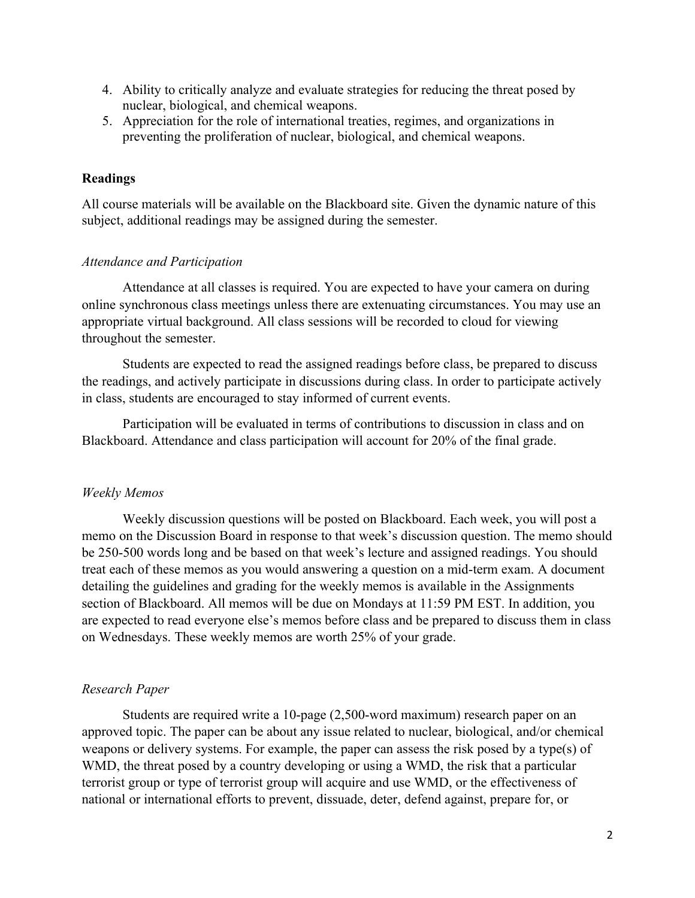4. Ability to critically analyze and evaluate strategies for reducing the threat posed by nuclear, biological, and chemical weapons.
5. Appreciation for the role of international treaties, regimes, and organizations in preventing the proliferation of nuclear, biological, and chemical weapons.

**Readings**

All course materials will be available on the Blackboard site. Given the dynamic nature of this subject, additional readings may be assigned during the semester.

*Attendance and Participation*

Attendance at all classes is required. You are expected to have your camera on during online synchronous class meetings unless there are extenuating circumstances. You may use an appropriate virtual background. All class sessions will be recorded to cloud for viewing throughout the semester.

Students are expected to read the assigned readings before class, be prepared to discuss the readings, and actively participate in discussions during class. In order to participate actively in class, students are encouraged to stay informed of current events.

Participation will be evaluated in terms of contributions to discussion in class and on Blackboard. Attendance and class participation will account for 20% of the final grade.

*Weekly Memos*

Weekly discussion questions will be posted on Blackboard. Each week, you will post a memo on the Discussion Board in response to that week's discussion question. The memo should be 250-500 words long and be based on that week's lecture and assigned readings. You should treat each of these memos as you would answering a question on a mid-term exam. A document detailing the guidelines and grading for the weekly memos is available in the Assignments section of Blackboard. All memos will be due on Mondays at 11:59 PM EST. In addition, you are expected to read everyone else's memos before class and be prepared to discuss them in class on Wednesdays. These weekly memos are worth 25% of your grade.

*Research Paper*

Students are required write a 10-page (2,500-word maximum) research paper on an approved topic. The paper can be about any issue related to nuclear, biological, and/or chemical weapons or delivery systems. For example, the paper can assess the risk posed by a type(s) of WMD, the threat posed by a country developing or using a WMD, the risk that a particular terrorist group or type of terrorist group will acquire and use WMD, or the effectiveness of national or international efforts to prevent, dissuade, deter, defend against, prepare for, or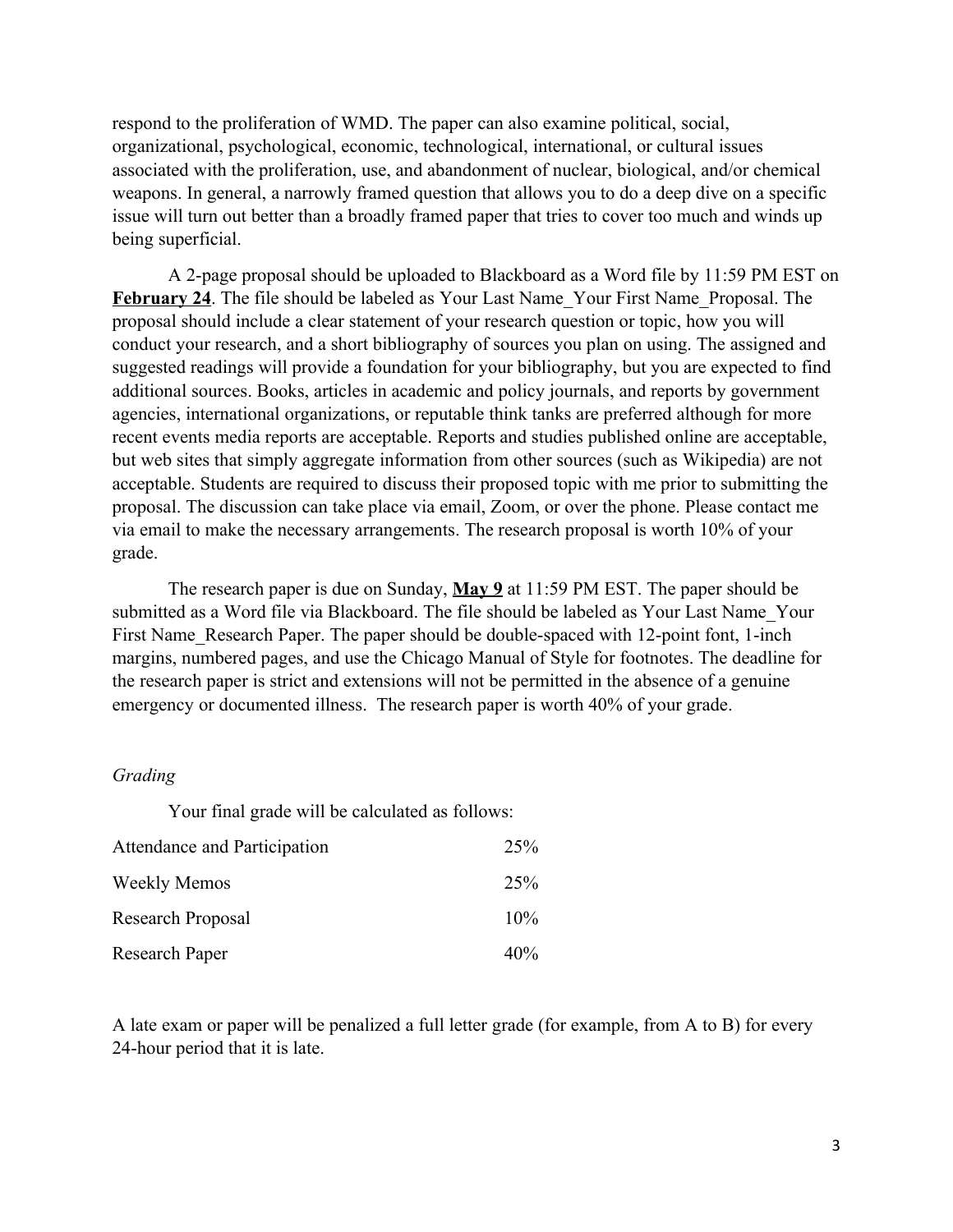respond to the proliferation of WMD. The paper can also examine political, social, organizational, psychological, economic, technological, international, or cultural issues associated with the proliferation, use, and abandonment of nuclear, biological, and/or chemical weapons. In general, a narrowly framed question that allows you to do a deep dive on a specific issue will turn out better than a broadly framed paper that tries to cover too much and winds up being superficial.

A 2-page proposal should be uploaded to Blackboard as a Word file by 11:59 PM EST on **February 24**. The file should be labeled as Your Last Name_Your First Name_Proposal. The proposal should include a clear statement of your research question or topic, how you will conduct your research, and a short bibliography of sources you plan on using. The assigned and suggested readings will provide a foundation for your bibliography, but you are expected to find additional sources. Books, articles in academic and policy journals, and reports by government agencies, international organizations, or reputable think tanks are preferred although for more recent events media reports are acceptable. Reports and studies published online are acceptable, but web sites that simply aggregate information from other sources (such as Wikipedia) are not acceptable. Students are required to discuss their proposed topic with me prior to submitting the proposal. The discussion can take place via email, Zoom, or over the phone. Please contact me via email to make the necessary arrangements. The research proposal is worth 10% of your grade.

The research paper is due on Sunday, **May 9** at 11:59 PM EST. The paper should be submitted as a Word file via Blackboard. The file should be labeled as Your Last Name_Your First Name_Research Paper. The paper should be double-spaced with 12-point font, 1-inch margins, numbered pages, and use the Chicago Manual of Style for footnotes. The deadline for the research paper is strict and extensions will not be permitted in the absence of a genuine emergency or documented illness. The research paper is worth 40% of your grade.

*Grading*

Your final grade will be calculated as follows:

| | |
|---|---|
| Attendance and Participation | 25% |
| Weekly Memos | 25% |
| Research Proposal | 10% |
| Research Paper | 40% |

A late exam or paper will be penalized a full letter grade (for example, from A to B) for every 24-hour period that it is late.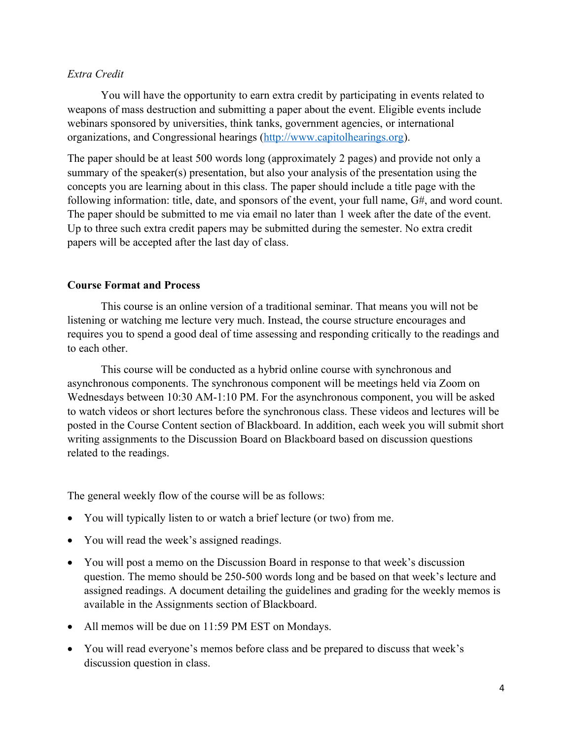*Extra Credit*

You will have the opportunity to earn extra credit by participating in events related to weapons of mass destruction and submitting a paper about the event. Eligible events include webinars sponsored by universities, think tanks, government agencies, or international organizations, and Congressional hearings (http://www.capitolhearings.org).

The paper should be at least 500 words long (approximately 2 pages) and provide not only a summary of the speaker(s) presentation, but also your analysis of the presentation using the concepts you are learning about in this class. The paper should include a title page with the following information: title, date, and sponsors of the event, your full name, G#, and word count. The paper should be submitted to me via email no later than 1 week after the date of the event. Up to three such extra credit papers may be submitted during the semester. No extra credit papers will be accepted after the last day of class.

**Course Format and Process**

This course is an online version of a traditional seminar. That means you will not be listening or watching me lecture very much. Instead, the course structure encourages and requires you to spend a good deal of time assessing and responding critically to the readings and to each other.

This course will be conducted as a hybrid online course with synchronous and asynchronous components. The synchronous component will be meetings held via Zoom on Wednesdays between 10:30 AM-1:10 PM. For the asynchronous component, you will be asked to watch videos or short lectures before the synchronous class. These videos and lectures will be posted in the Course Content section of Blackboard. In addition, each week you will submit short writing assignments to the Discussion Board on Blackboard based on discussion questions related to the readings.

The general weekly flow of the course will be as follows:

- You will typically listen to or watch a brief lecture (or two) from me.
- You will read the week's assigned readings.
- You will post a memo on the Discussion Board in response to that week's discussion question. The memo should be 250-500 words long and be based on that week's lecture and assigned readings. A document detailing the guidelines and grading for the weekly memos is available in the Assignments section of Blackboard.
- All memos will be due on 11:59 PM EST on Mondays.
- You will read everyone's memos before class and be prepared to discuss that week's discussion question in class.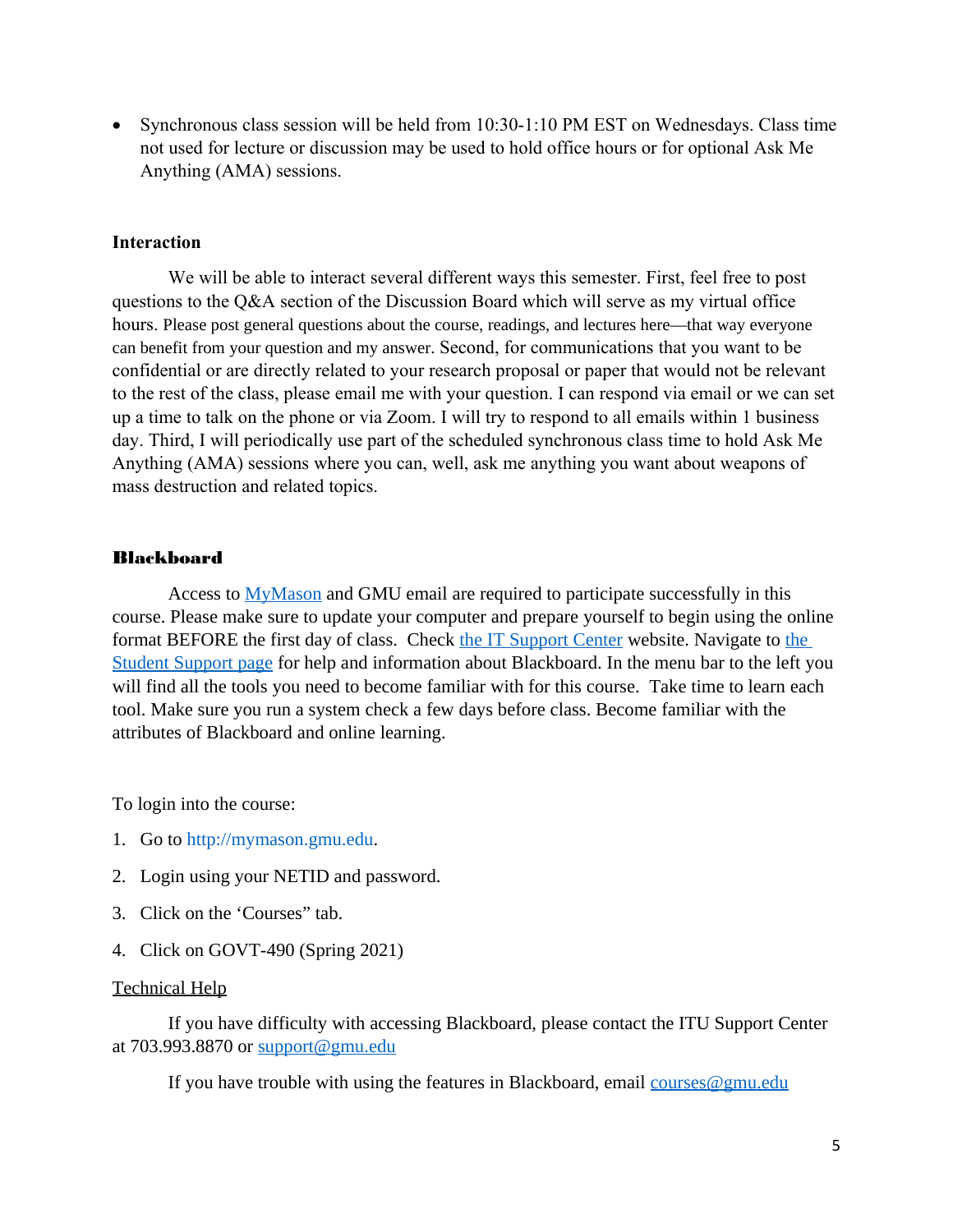- Synchronous class session will be held from 10:30-1:10 PM EST on Wednesdays. Class time not used for lecture or discussion may be used to hold office hours or for optional Ask Me Anything (AMA) sessions.

### Interaction

We will be able to interact several different ways this semester. First, feel free to post questions to the Q&A section of the Discussion Board which will serve as my virtual office hours. Please post general questions about the course, readings, and lectures here—that way everyone can benefit from your question and my answer. Second, for communications that you want to be confidential or are directly related to your research proposal or paper that would not be relevant to the rest of the class, please email me with your question. I can respond via email or we can set up a time to talk on the phone or via Zoom. I will try to respond to all emails within 1 business day. Third, I will periodically use part of the scheduled synchronous class time to hold Ask Me Anything (AMA) sessions where you can, well, ask me anything you want about weapons of mass destruction and related topics.

### Blackboard

Access to MyMason and GMU email are required to participate successfully in this course. Please make sure to update your computer and prepare yourself to begin using the online format BEFORE the first day of class. Check the IT Support Center website. Navigate to the Student Support page for help and information about Blackboard. In the menu bar to the left you will find all the tools you need to become familiar with for this course. Take time to learn each tool. Make sure you run a system check a few days before class. Become familiar with the attributes of Blackboard and online learning.

To login into the course:

1. Go to http://mymason.gmu.edu.
2. Login using your NETID and password.
3. Click on the 'Courses" tab.
4. Click on GOVT-490 (Spring 2021)

<u>Technical Help</u>

If you have difficulty with accessing Blackboard, please contact the ITU Support Center at 703.993.8870 or support@gmu.edu

If you have trouble with using the features in Blackboard, email courses@gmu.edu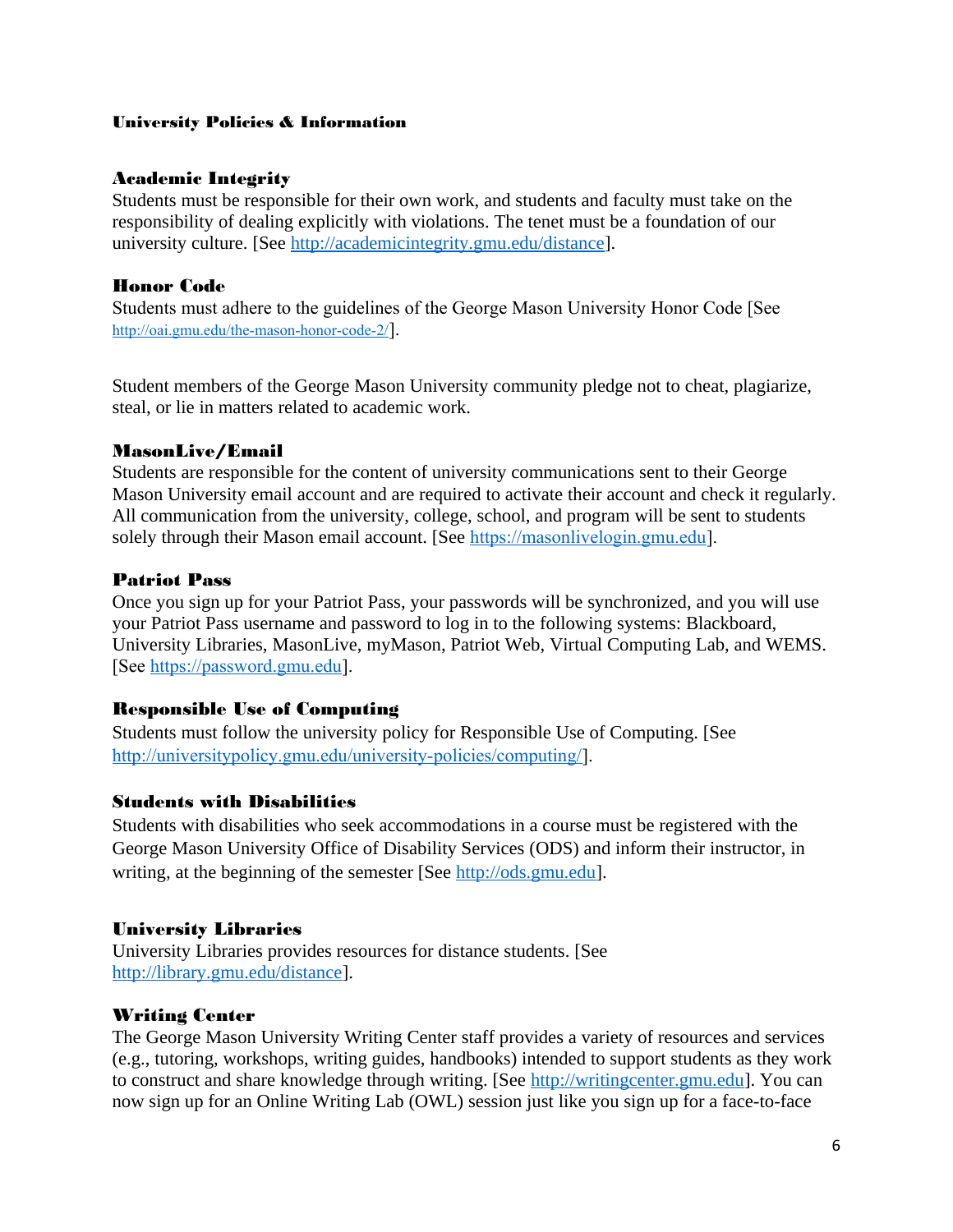## University Policies & Information

### Academic Integrity

Students must be responsible for their own work, and students and faculty must take on the responsibility of dealing explicitly with violations. The tenet must be a foundation of our university culture. [See http://academicintegrity.gmu.edu/distance].

### Honor Code

Students must adhere to the guidelines of the George Mason University Honor Code [See http://oai.gmu.edu/the-mason-honor-code-2/].

Student members of the George Mason University community pledge not to cheat, plagiarize, steal, or lie in matters related to academic work.

### MasonLive/Email

Students are responsible for the content of university communications sent to their George Mason University email account and are required to activate their account and check it regularly. All communication from the university, college, school, and program will be sent to students solely through their Mason email account. [See https://masonlivelogin.gmu.edu].

### Patriot Pass

Once you sign up for your Patriot Pass, your passwords will be synchronized, and you will use your Patriot Pass username and password to log in to the following systems: Blackboard, University Libraries, MasonLive, myMason, Patriot Web, Virtual Computing Lab, and WEMS. [See https://password.gmu.edu].

### Responsible Use of Computing

Students must follow the university policy for Responsible Use of Computing. [See http://universitypolicy.gmu.edu/university-policies/computing/].

### Students with Disabilities

Students with disabilities who seek accommodations in a course must be registered with the George Mason University Office of Disability Services (ODS) and inform their instructor, in writing, at the beginning of the semester [See http://ods.gmu.edu].

### University Libraries

University Libraries provides resources for distance students. [See http://library.gmu.edu/distance].

### Writing Center

The George Mason University Writing Center staff provides a variety of resources and services (e.g., tutoring, workshops, writing guides, handbooks) intended to support students as they work to construct and share knowledge through writing. [See http://writingcenter.gmu.edu]. You can now sign up for an Online Writing Lab (OWL) session just like you sign up for a face-to-face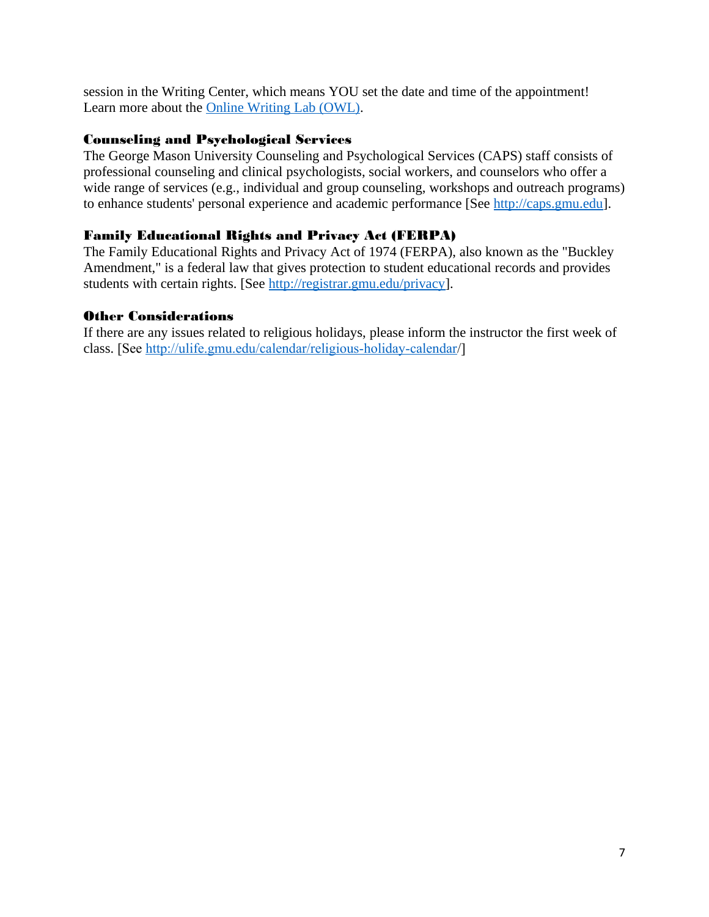session in the Writing Center, which means YOU set the date and time of the appointment! Learn more about the [Online Writing Lab (OWL)](#).

### Counseling and Psychological Services

The George Mason University Counseling and Psychological Services (CAPS) staff consists of professional counseling and clinical psychologists, social workers, and counselors who offer a wide range of services (e.g., individual and group counseling, workshops and outreach programs) to enhance students' personal experience and academic performance [See http://caps.gmu.edu].

### Family Educational Rights and Privacy Act (FERPA)

The Family Educational Rights and Privacy Act of 1974 (FERPA), also known as the "Buckley Amendment," is a federal law that gives protection to student educational records and provides students with certain rights. [See http://registrar.gmu.edu/privacy].

### Other Considerations

If there are any issues related to religious holidays, please inform the instructor the first week of class. [See http://ulife.gmu.edu/calendar/religious-holiday-calendar/]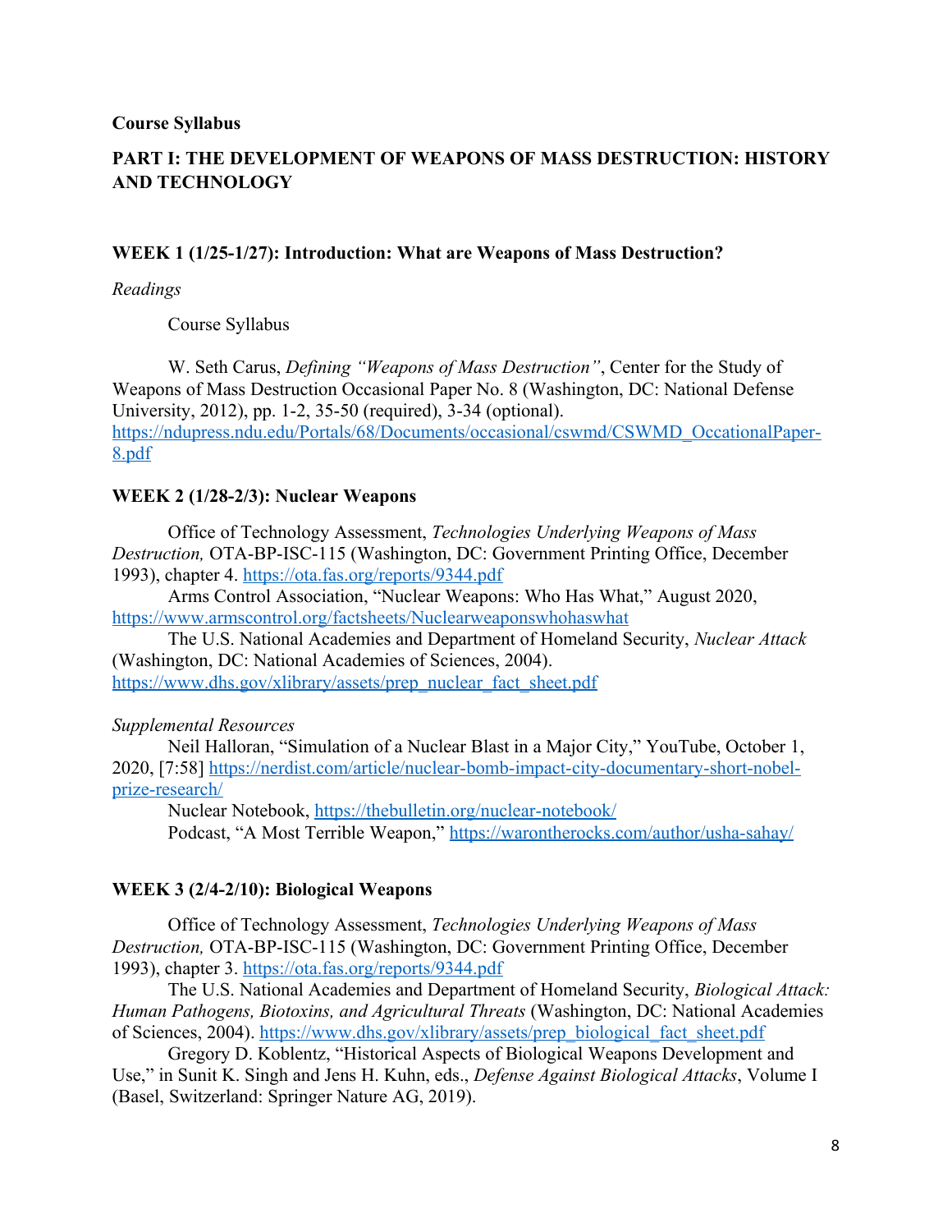**Course Syllabus**

## PART I: THE DEVELOPMENT OF WEAPONS OF MASS DESTRUCTION: HISTORY AND TECHNOLOGY

### WEEK 1 (1/25-1/27): Introduction: What are Weapons of Mass Destruction?

*Readings*

Course Syllabus

W. Seth Carus, *Defining "Weapons of Mass Destruction"*, Center for the Study of Weapons of Mass Destruction Occasional Paper No. 8 (Washington, DC: National Defense University, 2012), pp. 1-2, 35-50 (required), 3-34 (optional). https://ndupress.ndu.edu/Portals/68/Documents/occasional/cswmd/CSWMD_OccationalPaper-8.pdf

### WEEK 2 (1/28-2/3): Nuclear Weapons

Office of Technology Assessment, *Technologies Underlying Weapons of Mass Destruction,* OTA-BP-ISC-115 (Washington, DC: Government Printing Office, December 1993), chapter 4. https://ota.fas.org/reports/9344.pdf

Arms Control Association, "Nuclear Weapons: Who Has What," August 2020, https://www.armscontrol.org/factsheets/Nuclearweaponswhohaswhat

The U.S. National Academies and Department of Homeland Security, *Nuclear Attack* (Washington, DC: National Academies of Sciences, 2004). https://www.dhs.gov/xlibrary/assets/prep_nuclear_fact_sheet.pdf

*Supplemental Resources*

Neil Halloran, "Simulation of a Nuclear Blast in a Major City," YouTube, October 1, 2020, [7:58] https://nerdist.com/article/nuclear-bomb-impact-city-documentary-short-nobel-prize-research/

Nuclear Notebook, https://thebulletin.org/nuclear-notebook/

Podcast, "A Most Terrible Weapon," https://warontherocks.com/author/usha-sahay/

### WEEK 3 (2/4-2/10): Biological Weapons

Office of Technology Assessment, *Technologies Underlying Weapons of Mass Destruction,* OTA-BP-ISC-115 (Washington, DC: Government Printing Office, December 1993), chapter 3. https://ota.fas.org/reports/9344.pdf

The U.S. National Academies and Department of Homeland Security, *Biological Attack: Human Pathogens, Biotoxins, and Agricultural Threats* (Washington, DC: National Academies of Sciences, 2004). https://www.dhs.gov/xlibrary/assets/prep_biological_fact_sheet.pdf

Gregory D. Koblentz, "Historical Aspects of Biological Weapons Development and Use," in Sunit K. Singh and Jens H. Kuhn, eds., *Defense Against Biological Attacks*, Volume I (Basel, Switzerland: Springer Nature AG, 2019).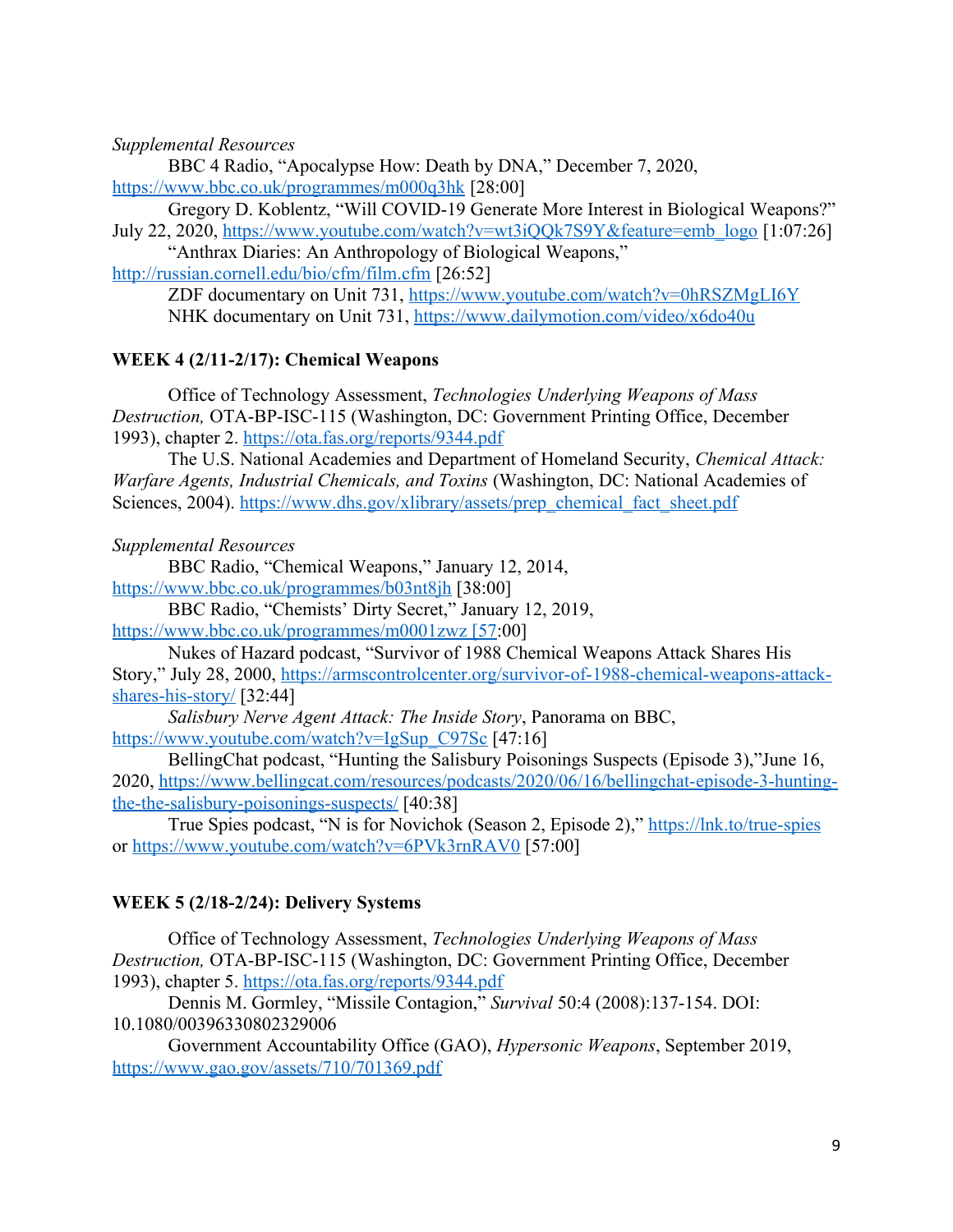*Supplemental Resources*

BBC 4 Radio, "Apocalypse How: Death by DNA," December 7, 2020, https://www.bbc.co.uk/programmes/m000q3hk [28:00]

Gregory D. Koblentz, "Will COVID-19 Generate More Interest in Biological Weapons?" July 22, 2020, https://www.youtube.com/watch?v=wt3iQQk7S9Y&feature=emb_logo [1:07:26]

"Anthrax Diaries: An Anthropology of Biological Weapons," http://russian.cornell.edu/bio/cfm/film.cfm [26:52]

ZDF documentary on Unit 731, https://www.youtube.com/watch?v=0hRSZMgLI6Y

NHK documentary on Unit 731, https://www.dailymotion.com/video/x6do40u

**WEEK 4 (2/11-2/17): Chemical Weapons**

Office of Technology Assessment, *Technologies Underlying Weapons of Mass Destruction,* OTA-BP-ISC-115 (Washington, DC: Government Printing Office, December 1993), chapter 2. https://ota.fas.org/reports/9344.pdf

The U.S. National Academies and Department of Homeland Security, *Chemical Attack: Warfare Agents, Industrial Chemicals, and Toxins* (Washington, DC: National Academies of Sciences, 2004). https://www.dhs.gov/xlibrary/assets/prep_chemical_fact_sheet.pdf

*Supplemental Resources*

BBC Radio, "Chemical Weapons," January 12, 2014, https://www.bbc.co.uk/programmes/b03nt8jh [38:00]

BBC Radio, "Chemists' Dirty Secret," January 12, 2019, https://www.bbc.co.uk/programmes/m0001zwz [57:00]

Nukes of Hazard podcast, "Survivor of 1988 Chemical Weapons Attack Shares His Story," July 28, 2000, https://armscontrolcenter.org/survivor-of-1988-chemical-weapons-attack-shares-his-story/ [32:44]

*Salisbury Nerve Agent Attack: The Inside Story*, Panorama on BBC, https://www.youtube.com/watch?v=IgSup_C97Sc [47:16]

BellingChat podcast, "Hunting the Salisbury Poisonings Suspects (Episode 3),"June 16, 2020, https://www.bellingcat.com/resources/podcasts/2020/06/16/bellingchat-episode-3-hunting-the-the-salisbury-poisonings-suspects/ [40:38]

True Spies podcast, "N is for Novichok (Season 2, Episode 2)," https://lnk.to/true-spies or https://www.youtube.com/watch?v=6PVk3rnRAV0 [57:00]

**WEEK 5 (2/18-2/24): Delivery Systems**

Office of Technology Assessment, *Technologies Underlying Weapons of Mass Destruction,* OTA-BP-ISC-115 (Washington, DC: Government Printing Office, December 1993), chapter 5. https://ota.fas.org/reports/9344.pdf

Dennis M. Gormley, "Missile Contagion," *Survival* 50:4 (2008):137-154. DOI: 10.1080/00396330802329006

Government Accountability Office (GAO), *Hypersonic Weapons*, September 2019, https://www.gao.gov/assets/710/701369.pdf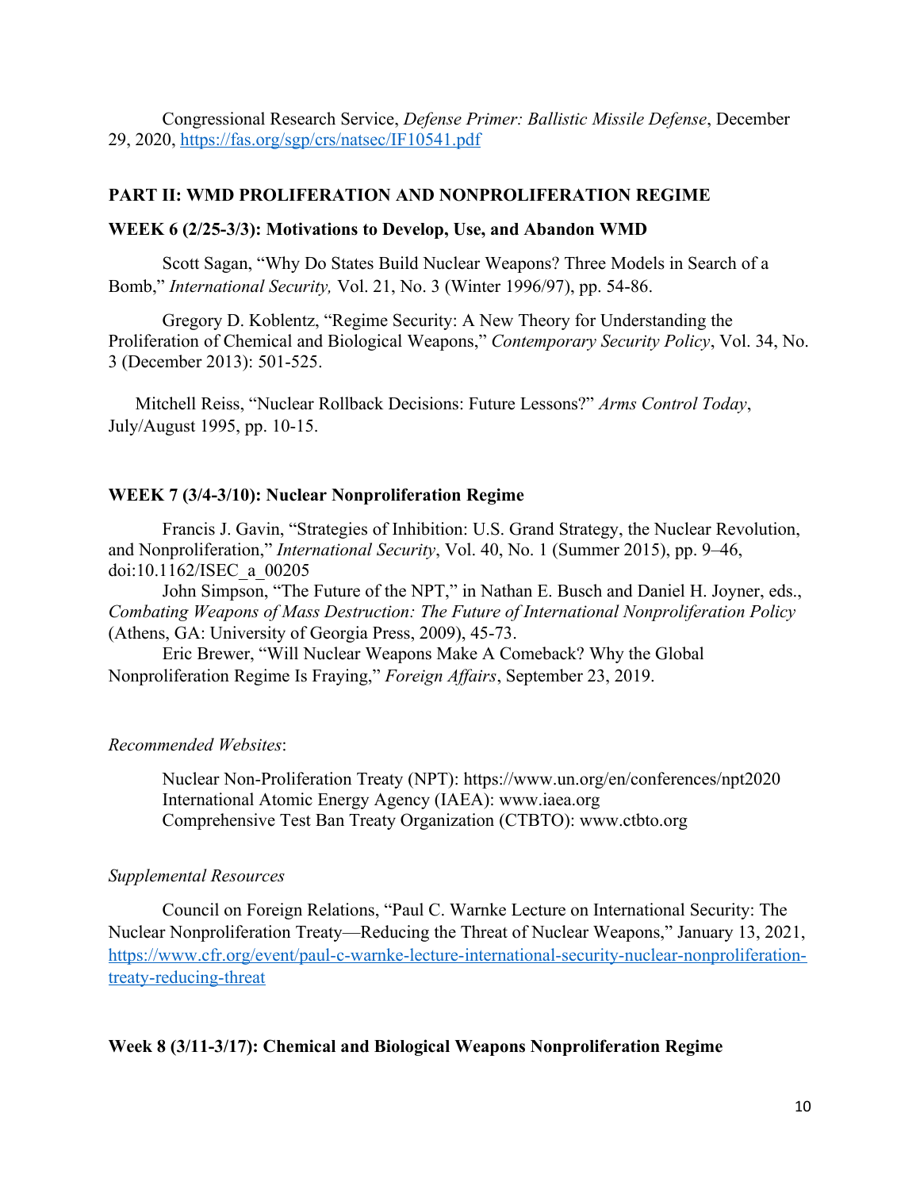Congressional Research Service, *Defense Primer: Ballistic Missile Defense*, December 29, 2020, [https://fas.org/sgp/crs/natsec/IF10541.pdf](https://fas.org/sgp/crs/natsec/IF10541.pdf)

**PART II: WMD PROLIFERATION AND NONPROLIFERATION REGIME**

**WEEK 6 (2/25-3/3): Motivations to Develop, Use, and Abandon WMD**

Scott Sagan, "Why Do States Build Nuclear Weapons? Three Models in Search of a Bomb," *International Security,* Vol. 21, No. 3 (Winter 1996/97), pp. 54-86.

Gregory D. Koblentz, "Regime Security: A New Theory for Understanding the Proliferation of Chemical and Biological Weapons," *Contemporary Security Policy*, Vol. 34, No. 3 (December 2013): 501-525.

Mitchell Reiss, "Nuclear Rollback Decisions: Future Lessons?" *Arms Control Today*, July/August 1995, pp. 10-15.

**WEEK 7 (3/4-3/10): Nuclear Nonproliferation Regime**

Francis J. Gavin, "Strategies of Inhibition: U.S. Grand Strategy, the Nuclear Revolution, and Nonproliferation," *International Security*, Vol. 40, No. 1 (Summer 2015), pp. 9–46, doi:10.1162/ISEC_a_00205

John Simpson, "The Future of the NPT," in Nathan E. Busch and Daniel H. Joyner, eds., *Combating Weapons of Mass Destruction: The Future of International Nonproliferation Policy* (Athens, GA: University of Georgia Press, 2009), 45-73.

Eric Brewer, "Will Nuclear Weapons Make A Comeback? Why the Global Nonproliferation Regime Is Fraying," *Foreign Affairs*, September 23, 2019.

*Recommended Websites*:

Nuclear Non-Proliferation Treaty (NPT): https://www.un.org/en/conferences/npt2020
International Atomic Energy Agency (IAEA): www.iaea.org
Comprehensive Test Ban Treaty Organization (CTBTO): www.ctbto.org

*Supplemental Resources*

Council on Foreign Relations, "Paul C. Warnke Lecture on International Security: The Nuclear Nonproliferation Treaty—Reducing the Threat of Nuclear Weapons," January 13, 2021, [https://www.cfr.org/event/paul-c-warnke-lecture-international-security-nuclear-nonproliferation-treaty-reducing-threat](https://www.cfr.org/event/paul-c-warnke-lecture-international-security-nuclear-nonproliferation-treaty-reducing-threat)

**Week 8 (3/11-3/17): Chemical and Biological Weapons Nonproliferation Regime**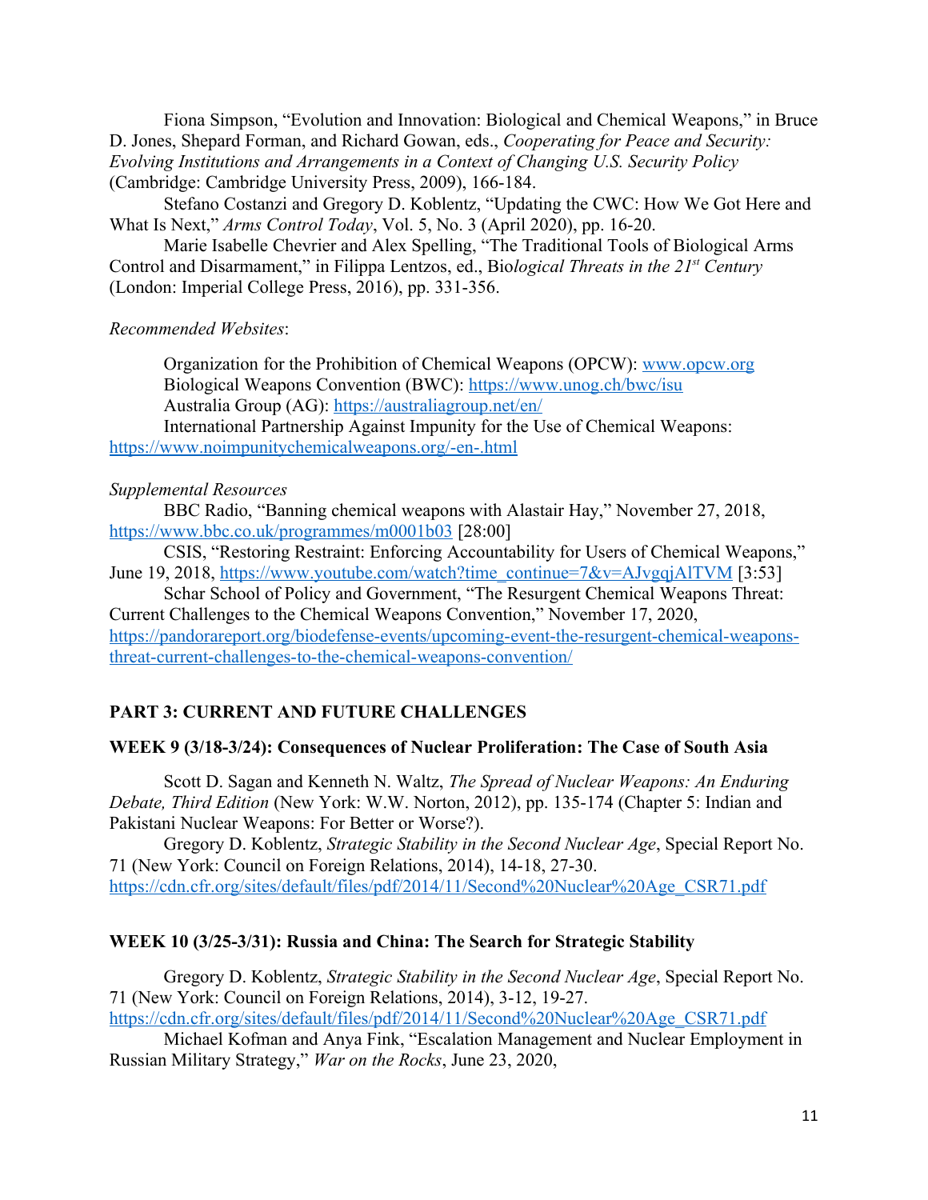Fiona Simpson, "Evolution and Innovation: Biological and Chemical Weapons," in Bruce D. Jones, Shepard Forman, and Richard Gowan, eds., *Cooperating for Peace and Security: Evolving Institutions and Arrangements in a Context of Changing U.S. Security Policy* (Cambridge: Cambridge University Press, 2009), 166-184.

Stefano Costanzi and Gregory D. Koblentz, "Updating the CWC: How We Got Here and What Is Next," *Arms Control Today*, Vol. 5, No. 3 (April 2020), pp. 16-20.

Marie Isabelle Chevrier and Alex Spelling, "The Traditional Tools of Biological Arms Control and Disarmament," in Filippa Lentzos, ed., Bio*logical Threats in the 21st Century* (London: Imperial College Press, 2016), pp. 331-356.

*Recommended Websites*:

Organization for the Prohibition of Chemical Weapons (OPCW): www.opcw.org
Biological Weapons Convention (BWC): https://www.unog.ch/bwc/isu
Australia Group (AG): https://australiagroup.net/en/
International Partnership Against Impunity for the Use of Chemical Weapons: https://www.noimpunitychemicalweapons.org/-en-.html

*Supplemental Resources*

BBC Radio, "Banning chemical weapons with Alastair Hay," November 27, 2018, https://www.bbc.co.uk/programmes/m0001b03 [28:00]

CSIS, "Restoring Restraint: Enforcing Accountability for Users of Chemical Weapons," June 19, 2018, https://www.youtube.com/watch?time_continue=7&v=AJvgqjAlTVM [3:53]

Schar School of Policy and Government, "The Resurgent Chemical Weapons Threat: Current Challenges to the Chemical Weapons Convention," November 17, 2020, https://pandorareport.org/biodefense-events/upcoming-event-the-resurgent-chemical-weapons-threat-current-challenges-to-the-chemical-weapons-convention/

## PART 3: CURRENT AND FUTURE CHALLENGES

### WEEK 9 (3/18-3/24): Consequences of Nuclear Proliferation: The Case of South Asia

Scott D. Sagan and Kenneth N. Waltz, *The Spread of Nuclear Weapons: An Enduring Debate, Third Edition* (New York: W.W. Norton, 2012), pp. 135-174 (Chapter 5: Indian and Pakistani Nuclear Weapons: For Better or Worse?).

Gregory D. Koblentz, *Strategic Stability in the Second Nuclear Age*, Special Report No. 71 (New York: Council on Foreign Relations, 2014), 14-18, 27-30. https://cdn.cfr.org/sites/default/files/pdf/2014/11/Second%20Nuclear%20Age_CSR71.pdf

### WEEK 10 (3/25-3/31): Russia and China: The Search for Strategic Stability

Gregory D. Koblentz, *Strategic Stability in the Second Nuclear Age*, Special Report No. 71 (New York: Council on Foreign Relations, 2014), 3-12, 19-27. https://cdn.cfr.org/sites/default/files/pdf/2014/11/Second%20Nuclear%20Age_CSR71.pdf

Michael Kofman and Anya Fink, "Escalation Management and Nuclear Employment in Russian Military Strategy," *War on the Rocks*, June 23, 2020,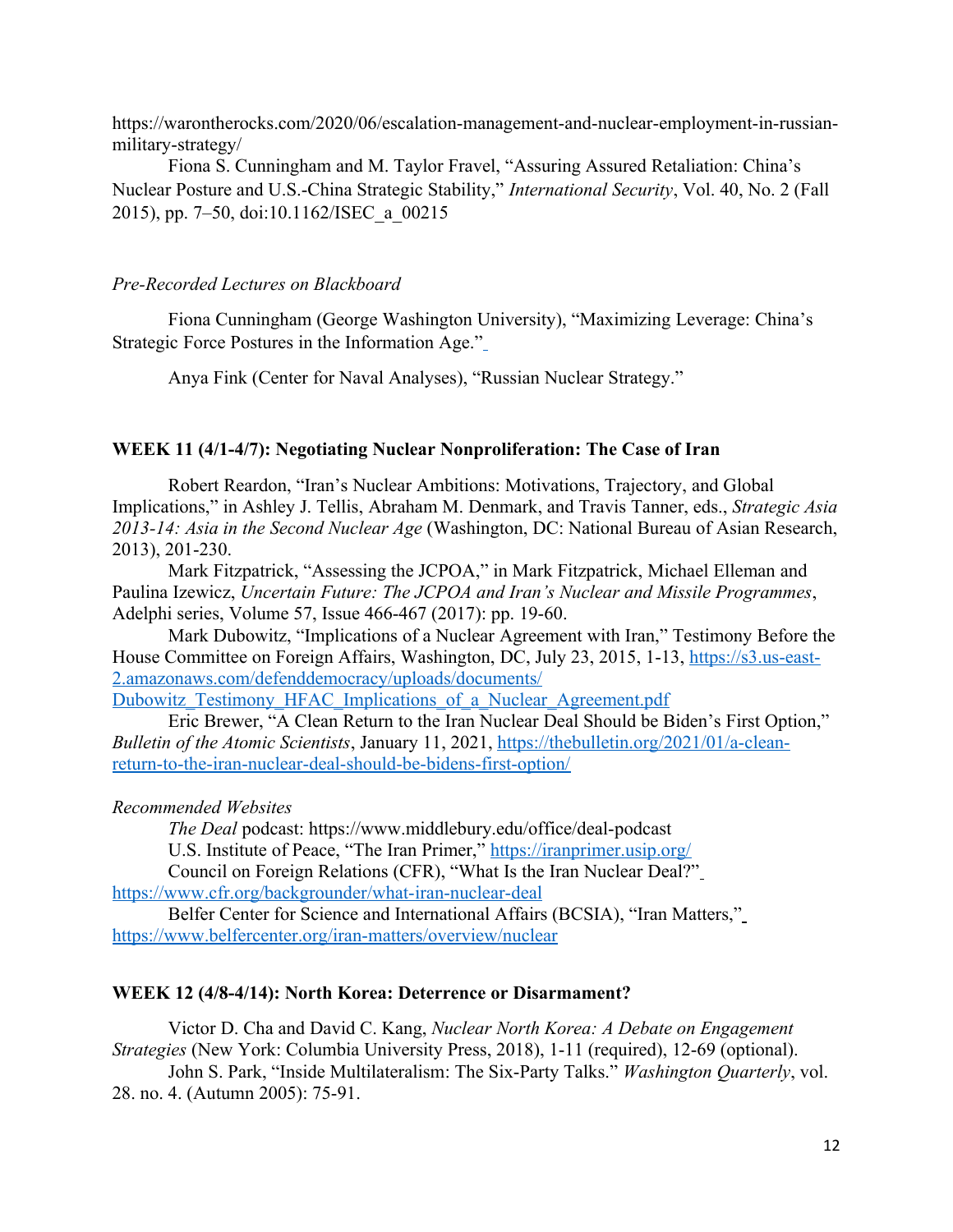https://warontherocks.com/2020/06/escalation-management-and-nuclear-employment-in-russian-military-strategy/

Fiona S. Cunningham and M. Taylor Fravel, "Assuring Assured Retaliation: China's Nuclear Posture and U.S.-China Strategic Stability," *International Security*, Vol. 40, No. 2 (Fall 2015), pp. 7–50, doi:10.1162/ISEC_a_00215

*Pre-Recorded Lectures on Blackboard*

Fiona Cunningham (George Washington University), "Maximizing Leverage: China's Strategic Force Postures in the Information Age."

Anya Fink (Center for Naval Analyses), "Russian Nuclear Strategy."

**WEEK 11 (4/1-4/7): Negotiating Nuclear Nonproliferation: The Case of Iran**

Robert Reardon, "Iran's Nuclear Ambitions: Motivations, Trajectory, and Global Implications," in Ashley J. Tellis, Abraham M. Denmark, and Travis Tanner, eds., *Strategic Asia 2013-14: Asia in the Second Nuclear Age* (Washington, DC: National Bureau of Asian Research, 2013), 201-230.

Mark Fitzpatrick, "Assessing the JCPOA," in Mark Fitzpatrick, Michael Elleman and Paulina Izewicz, *Uncertain Future: The JCPOA and Iran's Nuclear and Missile Programmes*, Adelphi series, Volume 57, Issue 466-467 (2017): pp. 19-60.

Mark Dubowitz, "Implications of a Nuclear Agreement with Iran," Testimony Before the House Committee on Foreign Affairs, Washington, DC, July 23, 2015, 1-13, https://s3.us-east-2.amazonaws.com/defenddemocracy/uploads/documents/Dubowitz_Testimony_HFAC_Implications_of_a_Nuclear_Agreement.pdf

Eric Brewer, "A Clean Return to the Iran Nuclear Deal Should be Biden's First Option," *Bulletin of the Atomic Scientists*, January 11, 2021, https://thebulletin.org/2021/01/a-clean-return-to-the-iran-nuclear-deal-should-be-bidens-first-option/

*Recommended Websites*

*The Deal* podcast: https://www.middlebury.edu/office/deal-podcast

U.S. Institute of Peace, "The Iran Primer," https://iranprimer.usip.org/

Council on Foreign Relations (CFR), "What Is the Iran Nuclear Deal?" https://www.cfr.org/backgrounder/what-iran-nuclear-deal

Belfer Center for Science and International Affairs (BCSIA), "Iran Matters," https://www.belfercenter.org/iran-matters/overview/nuclear

**WEEK 12 (4/8-4/14): North Korea: Deterrence or Disarmament?**

Victor D. Cha and David C. Kang, *Nuclear North Korea: A Debate on Engagement Strategies* (New York: Columbia University Press, 2018), 1-11 (required), 12-69 (optional).

John S. Park, "Inside Multilateralism: The Six-Party Talks." *Washington Quarterly*, vol. 28. no. 4. (Autumn 2005): 75-91.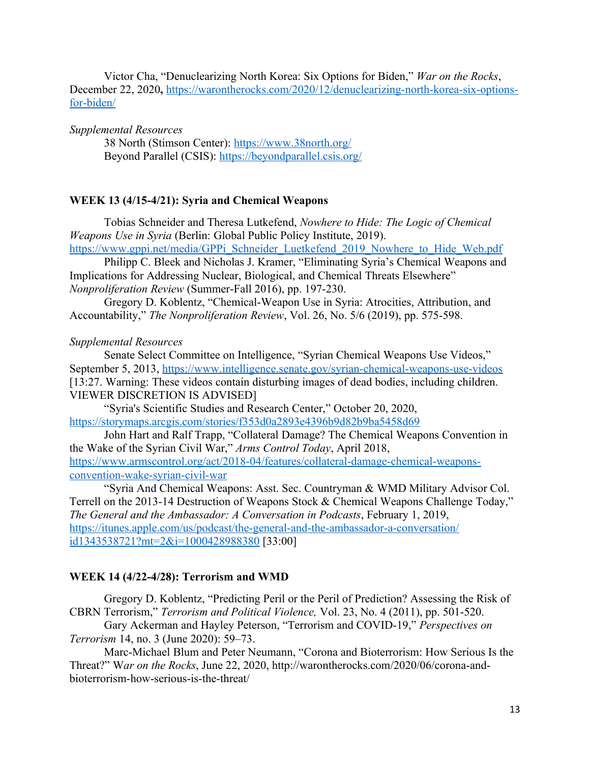Victor Cha, “Denuclearizing North Korea: Six Options for Biden,” *War on the Rocks*, December 22, 2020**,** https://warontherocks.com/2020/12/denuclearizing-north-korea-six-options-for-biden/

*Supplemental Resources*

38 North (Stimson Center): https://www.38north.org/
Beyond Parallel (CSIS): https://beyondparallel.csis.org/

**WEEK 13 (4/15-4/21): Syria and Chemical Weapons**

Tobias Schneider and Theresa Lutkefend, *Nowhere to Hide: The Logic of Chemical Weapons Use in Syria* (Berlin: Global Public Policy Institute, 2019). https://www.gppi.net/media/GPPi_Schneider_Luetkefend_2019_Nowhere_to_Hide_Web.pdf

Philipp C. Bleek and Nicholas J. Kramer, “Eliminating Syria’s Chemical Weapons and Implications for Addressing Nuclear, Biological, and Chemical Threats Elsewhere” *Nonproliferation Review* (Summer-Fall 2016), pp. 197-230.

Gregory D. Koblentz, “Chemical-Weapon Use in Syria: Atrocities, Attribution, and Accountability,” *The Nonproliferation Review*, Vol. 26, No. 5/6 (2019), pp. 575-598.

*Supplemental Resources*

Senate Select Committee on Intelligence, “Syrian Chemical Weapons Use Videos,” September 5, 2013, https://www.intelligence.senate.gov/syrian-chemical-weapons-use-videos [13:27. Warning: These videos contain disturbing images of dead bodies, including children. VIEWER DISCRETION IS ADVISED]

“Syria's Scientific Studies and Research Center,” October 20, 2020, https://storymaps.arcgis.com/stories/f353d0a2893e4396b9d82b9ba5458d69

John Hart and Ralf Trapp, “Collateral Damage? The Chemical Weapons Convention in the Wake of the Syrian Civil War,” *Arms Control Today*, April 2018, https://www.armscontrol.org/act/2018-04/features/collateral-damage-chemical-weapons-convention-wake-syrian-civil-war

“Syria And Chemical Weapons: Asst. Sec. Countryman & WMD Military Advisor Col. Terrell on the 2013-14 Destruction of Weapons Stock & Chemical Weapons Challenge Today,” *The General and the Ambassador: A Conversation in Podcasts*, February 1, 2019, https://itunes.apple.com/us/podcast/the-general-and-the-ambassador-a-conversation/id1343538721?mt=2&i=1000428988380 [33:00]

**WEEK 14 (4/22-4/28): Terrorism and WMD**

Gregory D. Koblentz, “Predicting Peril or the Peril of Prediction? Assessing the Risk of CBRN Terrorism,” *Terrorism and Political Violence,* Vol. 23, No. 4 (2011), pp. 501-520.

Gary Ackerman and Hayley Peterson, “Terrorism and COVID-19,” *Perspectives on Terrorism* 14, no. 3 (June 2020): 59–73.

Marc-Michael Blum and Peter Neumann, “Corona and Bioterrorism: How Serious Is the Threat?” W*ar on the Rocks*, June 22, 2020, http://warontherocks.com/2020/06/corona-and-bioterrorism-how-serious-is-the-threat/